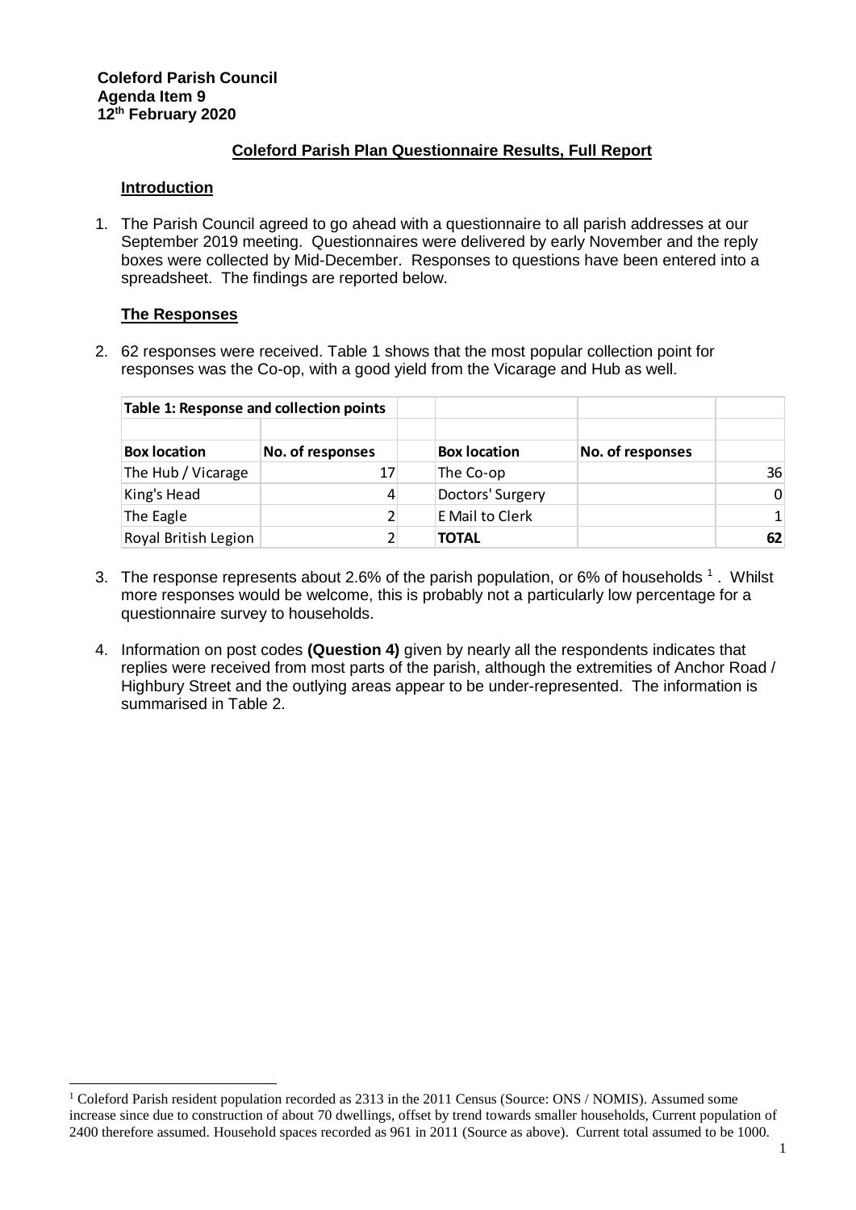**Coleford Parish Council**
**Agenda Item 9**
**12th February 2020**

## Coleford Parish Plan Questionnaire Results, Full Report

### Introduction

1. The Parish Council agreed to go ahead with a questionnaire to all parish addresses at our September 2019 meeting. Questionnaires were delivered by early November and the reply boxes were collected by Mid-December. Responses to questions have been entered into a spreadsheet. The findings are reported below.

### The Responses

2. 62 responses were received. Table 1 shows that the most popular collection point for responses was the Co-op, with a good yield from the Vicarage and Hub as well.

| Table 1: Response and collection points | | | | | |
|---|---|---|---|---|---|
| | | | | | |
| **Box location** | **No. of responses** | | **Box location** | **No. of responses** | |
| The Hub / Vicarage | 17 | | The Co-op | | 36 |
| King's Head | 4 | | Doctors' Surgery | | 0 |
| The Eagle | 2 | | E Mail to Clerk | | 1 |
| Royal British Legion | 2 | | **TOTAL** | | **62** |

3. The response represents about 2.6% of the parish population, or 6% of households [1]. Whilst more responses would be welcome, this is probably not a particularly low percentage for a questionnaire survey to households.

4. Information on post codes **(Question 4)** given by nearly all the respondents indicates that replies were received from most parts of the parish, although the extremities of Anchor Road / Highbury Street and the outlying areas appear to be under-represented. The information is summarised in Table 2.

---

[1] Coleford Parish resident population recorded as 2313 in the 2011 Census (Source: ONS / NOMIS). Assumed some increase since due to construction of about 70 dwellings, offset by trend towards smaller households, Current population of 2400 therefore assumed. Household spaces recorded as 961 in 2011 (Source as above). Current total assumed to be 1000.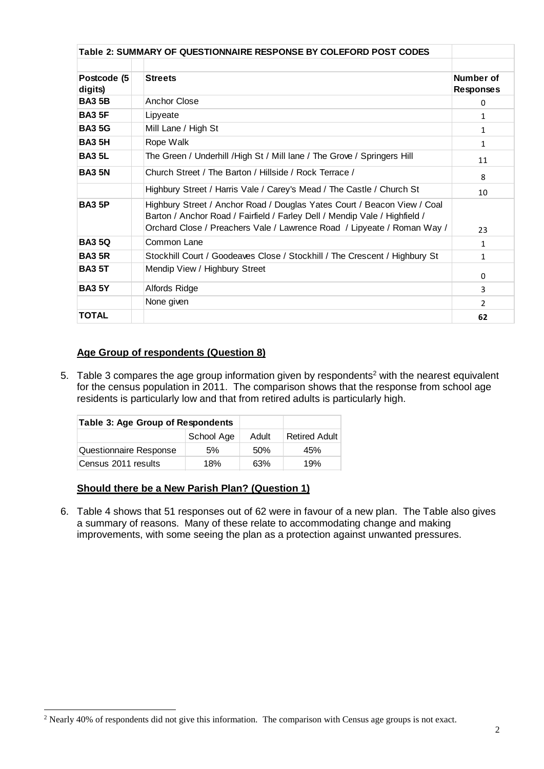| Table 2: SUMMARY OF QUESTIONNAIRE RESPONSE BY COLEFORD POST CODES | | |
|---|---|---|
| **Postcode (5 digits)** | **Streets** | **Number of Responses** |
| **BA3 5B** | Anchor Close | 0 |
| **BA3 5F** | Lipyeate | 1 |
| **BA3 5G** | Mill Lane / High St | 1 |
| **BA3 5H** | Rope Walk | 1 |
| **BA3 5L** | The Green / Underhill /High St / Mill lane / The Grove / Springers Hill | 11 |
| **BA3 5N** | Church Street / The Barton / Hillside / Rock Terrace / | 8 |
| | Highbury Street / Harris Vale / Carey's Mead / The Castle / Church St | 10 |
| **BA3 5P** | Highbury Street / Anchor Road / Douglas Yates Court / Beacon View / Coal Barton / Anchor Road / Fairfield / Farley Dell / Mendip Vale / Highfield / Orchard Close / Preachers Vale / Lawrence Road / Lipyeate / Roman Way / | 23 |
| **BA3 5Q** | Common Lane | 1 |
| **BA3 5R** | Stockhill Court / Goodeaves Close / Stockhill / The Crescent / Highbury St | 1 |
| **BA3 5T** | Mendip View / Highbury Street | 0 |
| **BA3 5Y** | Alfords Ridge | 3 |
| | None given | 2 |
| **TOTAL** | | **62** |

## Age Group of respondents (Question 8)

5. Table 3 compares the age group information given by respondents[2] with the nearest equivalent for the census population in 2011. The comparison shows that the response from school age residents is particularly low and that from retired adults is particularly high.

| Table 3: Age Group of Respondents | | | |
|---|---|---|---|
| | School Age | Adult | Retired Adult |
| Questionnaire Response | 5% | 50% | 45% |
| Census 2011 results | 18% | 63% | 19% |

## Should there be a New Parish Plan? (Question 1)

6. Table 4 shows that 51 responses out of 62 were in favour of a new plan. The Table also gives a summary of reasons. Many of these relate to accommodating change and making improvements, with some seeing the plan as a protection against unwanted pressures.

[2] Nearly 40% of respondents did not give this information. The comparison with Census age groups is not exact.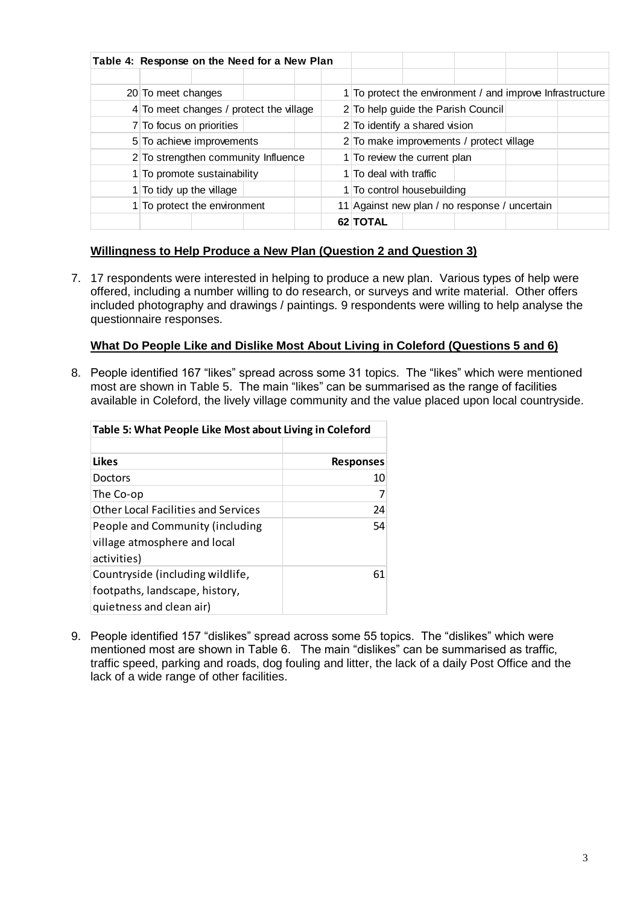| Table 4: Response on the Need for a New Plan | | | |
|---|---|---|---|
| 20 | To meet changes | 1 | To protect the environment / and improve Infrastructure |
| 4 | To meet changes / protect the village | 2 | To help guide the Parish Council |
| 7 | To focus on priorities | 2 | To identify a shared vision |
| 5 | To achieve improvements | 2 | To make improvements / protect village |
| 2 | To strengthen community Influence | 1 | To review the current plan |
| 1 | To promote sustainability | 1 | To deal with traffic |
| 1 | To tidy up the village | 1 | To control housebuilding |
| 1 | To protect the environment | 11 | Against new plan / no response / uncertain |
| | | **62** | **TOTAL** |

### Willingness to Help Produce a New Plan (Question 2 and Question 3)

7. 17 respondents were interested in helping to produce a new plan. Various types of help were offered, including a number willing to do research, or surveys and write material. Other offers included photography and drawings / paintings. 9 respondents were willing to help analyse the questionnaire responses.

### What Do People Like and Dislike Most About Living in Coleford (Questions 5 and 6)

8. People identified 167 "likes" spread across some 31 topics. The "likes" which were mentioned most are shown in Table 5. The main "likes" can be summarised as the range of facilities available in Coleford, the lively village community and the value placed upon local countryside.

**Table 5: What People Like Most about Living in Coleford**

| Likes | Responses |
|---|---|
| Doctors | 10 |
| The Co-op | 7 |
| Other Local Facilities and Services | 24 |
| People and Community (including village atmosphere and local activities) | 54 |
| Countryside (including wildlife, footpaths, landscape, history, quietness and clean air) | 61 |

9. People identified 157 "dislikes" spread across some 55 topics. The "dislikes" which were mentioned most are shown in Table 6. The main "dislikes" can be summarised as traffic, traffic speed, parking and roads, dog fouling and litter, the lack of a daily Post Office and the lack of a wide range of other facilities.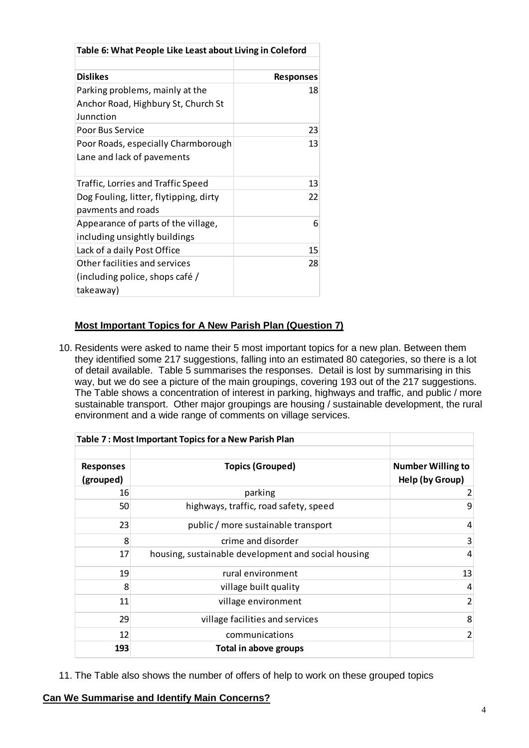| Table 6: What People Like Least about Living in Coleford | |
|---|---|
| **Dislikes** | **Responses** |
| Parking problems, mainly at the Anchor Road, Highbury St, Church St Junnction | 18 |
| Poor Bus Service | 23 |
| Poor Roads, especially Charmborough Lane and lack of pavements | 13 |
| Traffic, Lorries and Traffic Speed | 13 |
| Dog Fouling, litter, flytipping, dirty pavments and roads | 22 |
| Appearance of parts of the village, including unsightly buildings | 6 |
| Lack of a daily Post Office | 15 |
| Other facilities and services (including police, shops café / takeaway) | 28 |

**Most Important Topics for A New Parish Plan (Question 7)**

10. Residents were asked to name their 5 most important topics for a new plan. Between them they identified some 217 suggestions, falling into an estimated 80 categories, so there is a lot of detail available. Table 5 summarises the responses. Detail is lost by summarising in this way, but we do see a picture of the main groupings, covering 193 out of the 217 suggestions. The Table shows a concentration of interest in parking, highways and traffic, and public / more sustainable transport. Other major groupings are housing / sustainable development, the rural environment and a wide range of comments on village services.

| Table 7 : Most Important Topics for a New Parish Plan | | |
|---|---|---|
| **Responses (grouped)** | **Topics (Grouped)** | **Number Willing to Help (by Group)** |
| 16 | parking | 2 |
| 50 | highways, traffic, road safety, speed | 9 |
| 23 | public / more sustainable transport | 4 |
| 8 | crime and disorder | 3 |
| 17 | housing, sustainable development and social housing | 4 |
| 19 | rural environment | 13 |
| 8 | village built quality | 4 |
| 11 | village environment | 2 |
| 29 | village facilities and services | 8 |
| 12 | communications | 2 |
| **193** | **Total in above groups** | |

11. The Table also shows the number of offers of help to work on these grouped topics

**Can We Summarise and Identify Main Concerns?**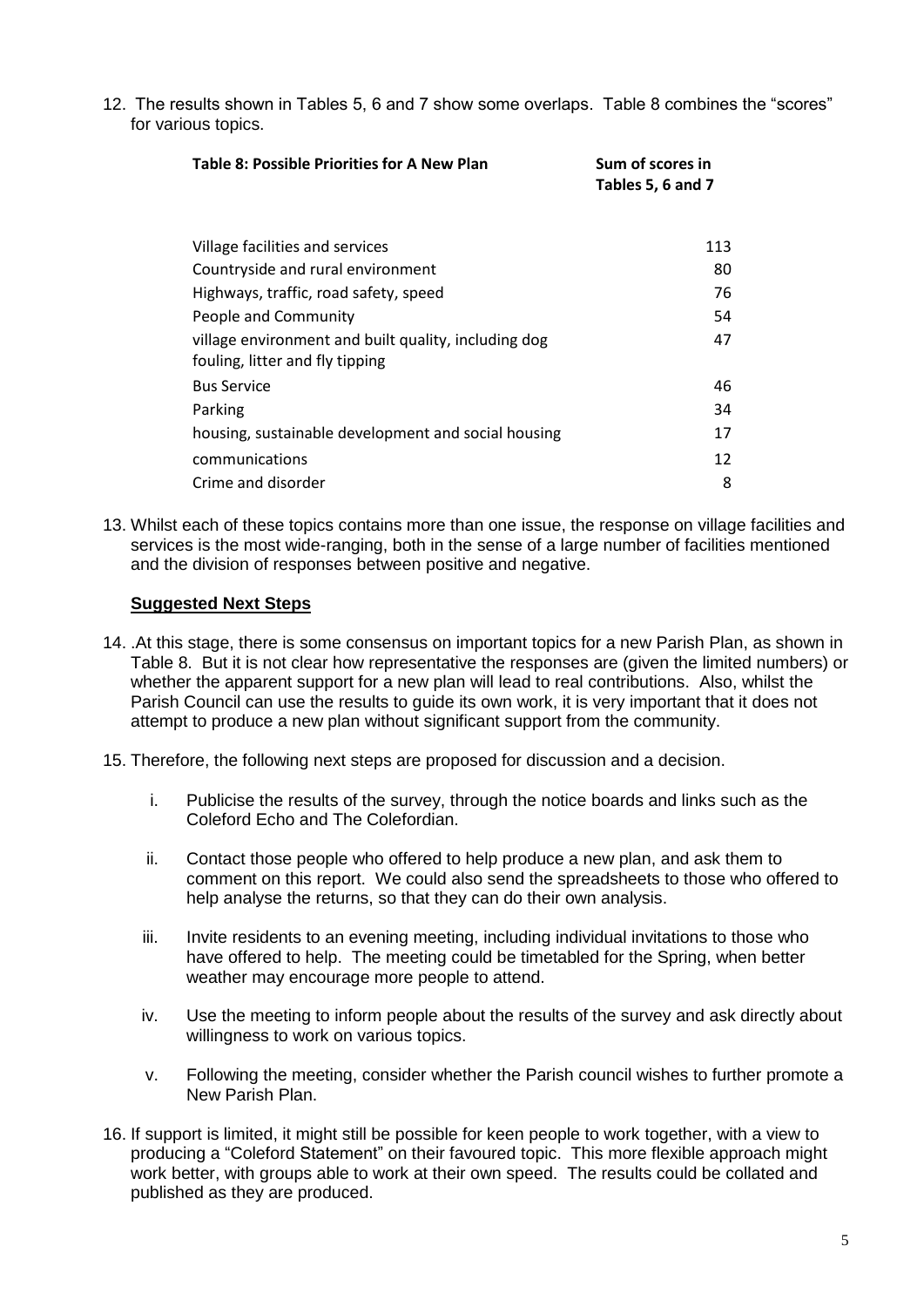12. The results shown in Tables 5, 6 and 7 show some overlaps. Table 8 combines the "scores" for various topics.

| Table 8: Possible Priorities for A New Plan | Sum of scores in Tables 5, 6 and 7 |
|---|---|
| Village facilities and services | 113 |
| Countryside and rural environment | 80 |
| Highways, traffic, road safety, speed | 76 |
| People and Community | 54 |
| village environment and built quality, including dog fouling, litter and fly tipping | 47 |
| Bus Service | 46 |
| Parking | 34 |
| housing, sustainable development and social housing | 17 |
| communications | 12 |
| Crime and disorder | 8 |

13. Whilst each of these topics contains more than one issue, the response on village facilities and services is the most wide-ranging, both in the sense of a large number of facilities mentioned and the division of responses between positive and negative.

**Suggested Next Steps**

14. .At this stage, there is some consensus on important topics for a new Parish Plan, as shown in Table 8. But it is not clear how representative the responses are (given the limited numbers) or whether the apparent support for a new plan will lead to real contributions. Also, whilst the Parish Council can use the results to guide its own work, it is very important that it does not attempt to produce a new plan without significant support from the community.

15. Therefore, the following next steps are proposed for discussion and a decision.

    i. Publicise the results of the survey, through the notice boards and links such as the Coleford Echo and The Colefordian.

    ii. Contact those people who offered to help produce a new plan, and ask them to comment on this report. We could also send the spreadsheets to those who offered to help analyse the returns, so that they can do their own analysis.

    iii. Invite residents to an evening meeting, including individual invitations to those who have offered to help. The meeting could be timetabled for the Spring, when better weather may encourage more people to attend.

    iv. Use the meeting to inform people about the results of the survey and ask directly about willingness to work on various topics.

    v. Following the meeting, consider whether the Parish council wishes to further promote a New Parish Plan.

16. If support is limited, it might still be possible for keen people to work together, with a view to producing a "Coleford Statement" on their favoured topic. This more flexible approach might work better, with groups able to work at their own speed. The results could be collated and published as they are produced.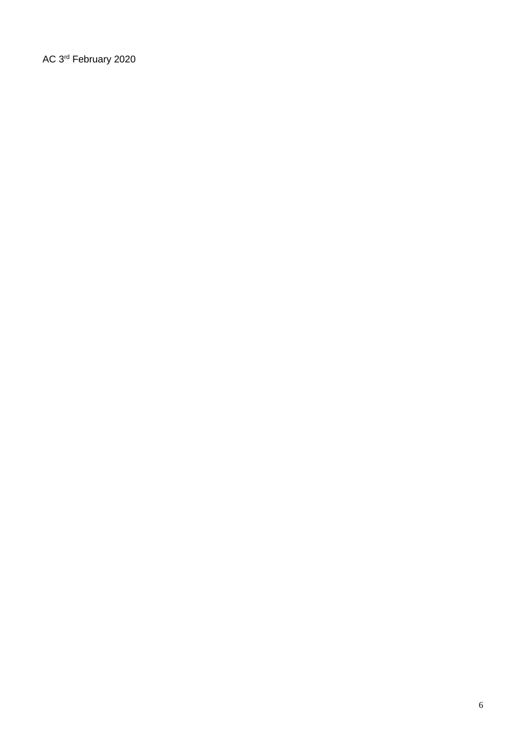AC 3rd February 2020